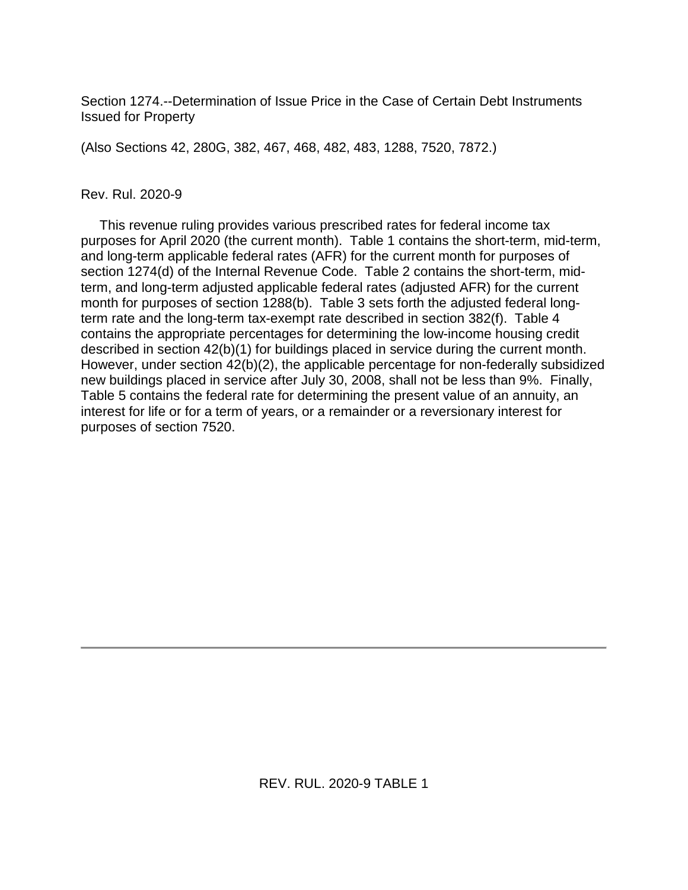Section 1274.--Determination of Issue Price in the Case of Certain Debt Instruments Issued for Property

(Also Sections 42, 280G, 382, 467, 468, 482, 483, 1288, 7520, 7872.)

Rev. Rul. 2020-9

This revenue ruling provides various prescribed rates for federal income tax purposes for April 2020 (the current month). Table 1 contains the short-term, mid-term, and long-term applicable federal rates (AFR) for the current month for purposes of section 1274(d) of the Internal Revenue Code. Table 2 contains the short-term, mid-term, and long-term adjusted applicable federal rates (adjusted AFR) for the current month for purposes of section 1288(b). Table 3 sets forth the adjusted federal long-term rate and the long-term tax-exempt rate described in section 382(f). Table 4 contains the appropriate percentages for determining the low-income housing credit described in section 42(b)(1) for buildings placed in service during the current month. However, under section 42(b)(2), the applicable percentage for non-federally subsidized new buildings placed in service after July 30, 2008, shall not be less than 9%. Finally, Table 5 contains the federal rate for determining the present value of an annuity, an interest for life or for a term of years, or a remainder or a reversionary interest for purposes of section 7520.

---

REV. RUL. 2020-9 TABLE 1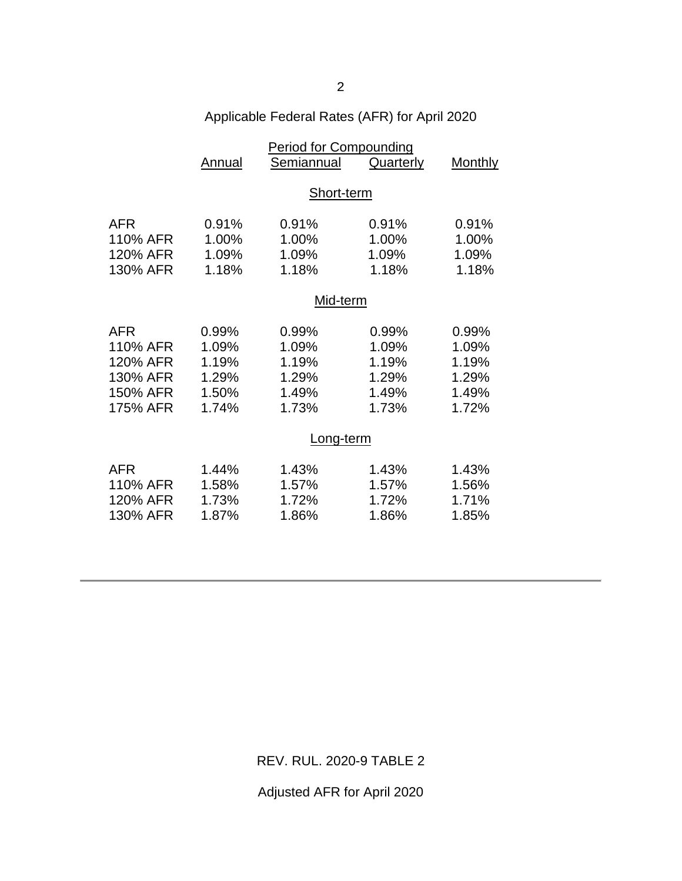Applicable Federal Rates (AFR) for April 2020

| | Period for Compounding | | | |
|---|---|---|---|---|
| | Annual | Semiannual | Quarterly | Monthly |
| | | Short-term | | |
| AFR | 0.91% | 0.91% | 0.91% | 0.91% |
| 110% AFR | 1.00% | 1.00% | 1.00% | 1.00% |
| 120% AFR | 1.09% | 1.09% | 1.09% | 1.09% |
| 130% AFR | 1.18% | 1.18% | 1.18% | 1.18% |
| | | Mid-term | | |
| AFR | 0.99% | 0.99% | 0.99% | 0.99% |
| 110% AFR | 1.09% | 1.09% | 1.09% | 1.09% |
| 120% AFR | 1.19% | 1.19% | 1.19% | 1.19% |
| 130% AFR | 1.29% | 1.29% | 1.29% | 1.29% |
| 150% AFR | 1.50% | 1.49% | 1.49% | 1.49% |
| 175% AFR | 1.74% | 1.73% | 1.73% | 1.72% |
| | | Long-term | | |
| AFR | 1.44% | 1.43% | 1.43% | 1.43% |
| 110% AFR | 1.58% | 1.57% | 1.57% | 1.56% |
| 120% AFR | 1.73% | 1.72% | 1.72% | 1.71% |
| 130% AFR | 1.87% | 1.86% | 1.86% | 1.85% |

---

REV. RUL. 2020-9 TABLE 2

Adjusted AFR for April 2020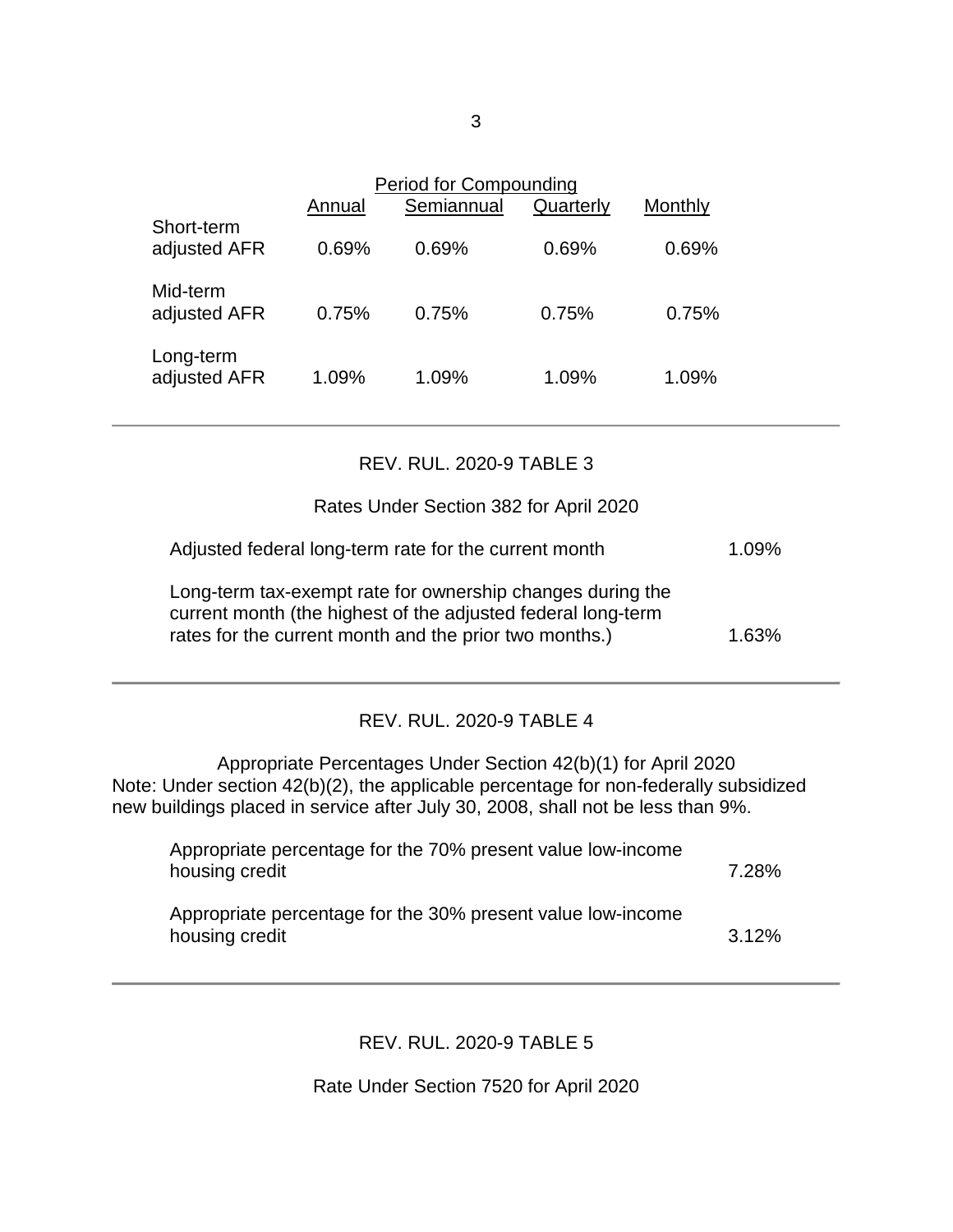| | Period for Compounding | | | |
|---|---|---|---|---|
| | Annual | Semiannual | Quarterly | Monthly |
| Short-term adjusted AFR | 0.69% | 0.69% | 0.69% | 0.69% |
| Mid-term adjusted AFR | 0.75% | 0.75% | 0.75% | 0.75% |
| Long-term adjusted AFR | 1.09% | 1.09% | 1.09% | 1.09% |

---

## REV. RUL. 2020-9 TABLE 3

Rates Under Section 382 for April 2020

| | |
|---|---|
| Adjusted federal long-term rate for the current month | 1.09% |
| Long-term tax-exempt rate for ownership changes during the current month (the highest of the adjusted federal long-term rates for the current month and the prior two months.) | 1.63% |

---

## REV. RUL. 2020-9 TABLE 4

Appropriate Percentages Under Section 42(b)(1) for April 2020

Note: Under section 42(b)(2), the applicable percentage for non-federally subsidized new buildings placed in service after July 30, 2008, shall not be less than 9%.

| | |
|---|---|
| Appropriate percentage for the 70% present value low-income housing credit | 7.28% |
| Appropriate percentage for the 30% present value low-income housing credit | 3.12% |

---

## REV. RUL. 2020-9 TABLE 5

Rate Under Section 7520 for April 2020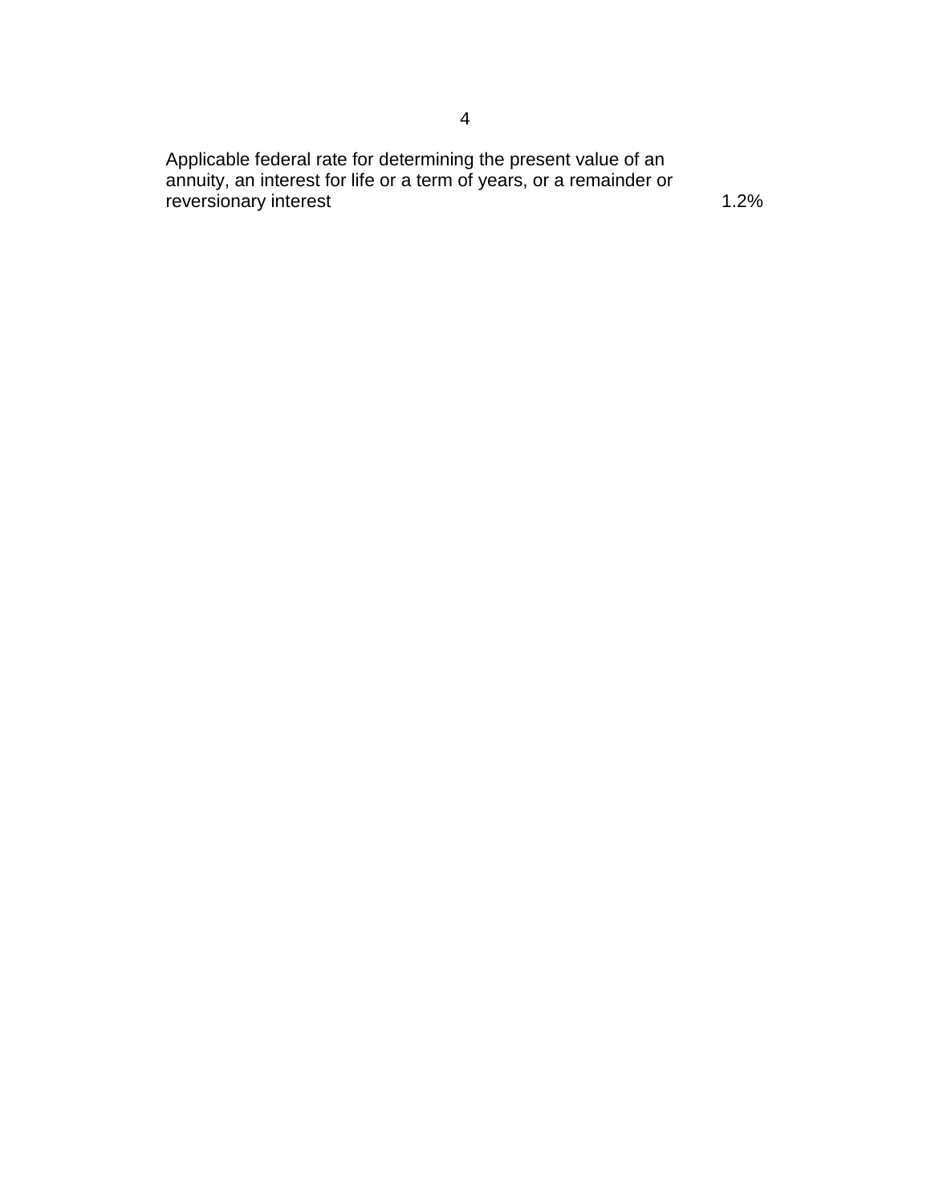| | |
|---|---|
| Applicable federal rate for determining the present value of an annuity, an interest for life or a term of years, or a remainder or reversionary interest | 1.2% |